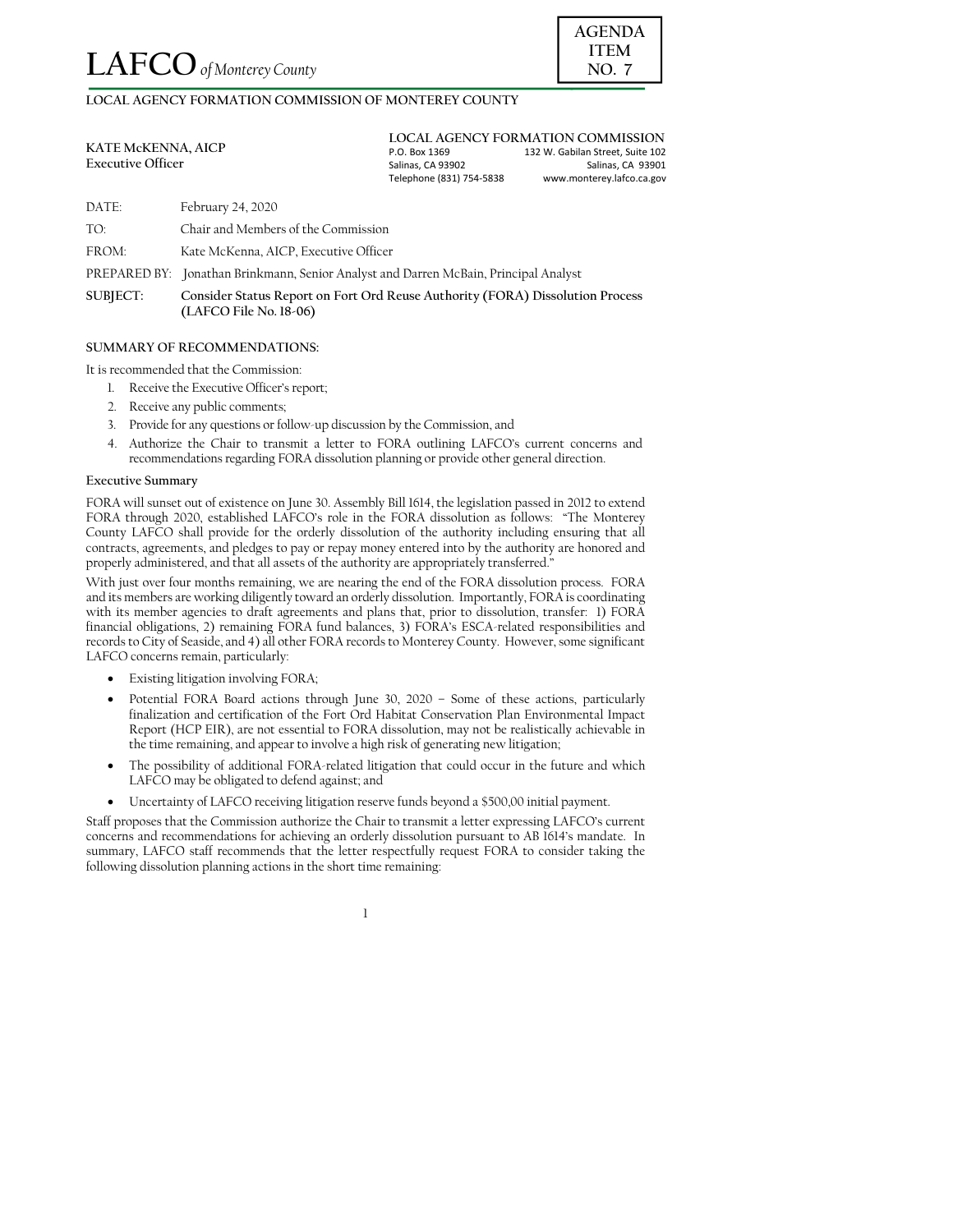# LAFCO *of Monterey County*

**AGENDA ITEM NO. 7**

**LOCAL AGENCY FORMATION COMMISSION OF MONTEREY COUNTY**

**KATE McKENNA, AICP**
**Executive Officer**

**LOCAL AGENCY FORMATION COMMISSION**
P.O. Box 1369
Salinas, CA 93902
Telephone (831) 754-5838
132 W. Gabilan Street, Suite 102
Salinas, CA 93901
www.monterey.lafco.ca.gov

DATE: February 24, 2020

TO: Chair and Members of the Commission

FROM: Kate McKenna, AICP, Executive Officer

PREPARED BY: Jonathan Brinkmann, Senior Analyst and Darren McBain, Principal Analyst

**SUBJECT: Consider Status Report on Fort Ord Reuse Authority (FORA) Dissolution Process (LAFCO File No. 18-06)**

**SUMMARY OF RECOMMENDATIONS:**

It is recommended that the Commission:

1. Receive the Executive Officer's report;
2. Receive any public comments;
3. Provide for any questions or follow-up discussion by the Commission, and
4. Authorize the Chair to transmit a letter to FORA outlining LAFCO's current concerns and recommendations regarding FORA dissolution planning or provide other general direction.

**Executive Summary**

FORA will sunset out of existence on June 30. Assembly Bill 1614, the legislation passed in 2012 to extend FORA through 2020, established LAFCO's role in the FORA dissolution as follows: "The Monterey County LAFCO shall provide for the orderly dissolution of the authority including ensuring that all contracts, agreements, and pledges to pay or repay money entered into by the authority are honored and properly administered, and that all assets of the authority are appropriately transferred."

With just over four months remaining, we are nearing the end of the FORA dissolution process. FORA and its members are working diligently toward an orderly dissolution. Importantly, FORA is coordinating with its member agencies to draft agreements and plans that, prior to dissolution, transfer: 1) FORA financial obligations, 2) remaining FORA fund balances, 3) FORA's ESCA-related responsibilities and records to City of Seaside, and 4) all other FORA records to Monterey County. However, some significant LAFCO concerns remain, particularly:

- Existing litigation involving FORA;
- Potential FORA Board actions through June 30, 2020 – Some of these actions, particularly finalization and certification of the Fort Ord Habitat Conservation Plan Environmental Impact Report (HCP EIR), are not essential to FORA dissolution, may not be realistically achievable in the time remaining, and appear to involve a high risk of generating new litigation;
- The possibility of additional FORA-related litigation that could occur in the future and which LAFCO may be obligated to defend against; and
- Uncertainty of LAFCO receiving litigation reserve funds beyond a $500,00 initial payment.

Staff proposes that the Commission authorize the Chair to transmit a letter expressing LAFCO's current concerns and recommendations for achieving an orderly dissolution pursuant to AB 1614's mandate. In summary, LAFCO staff recommends that the letter respectfully request FORA to consider taking the following dissolution planning actions in the short time remaining: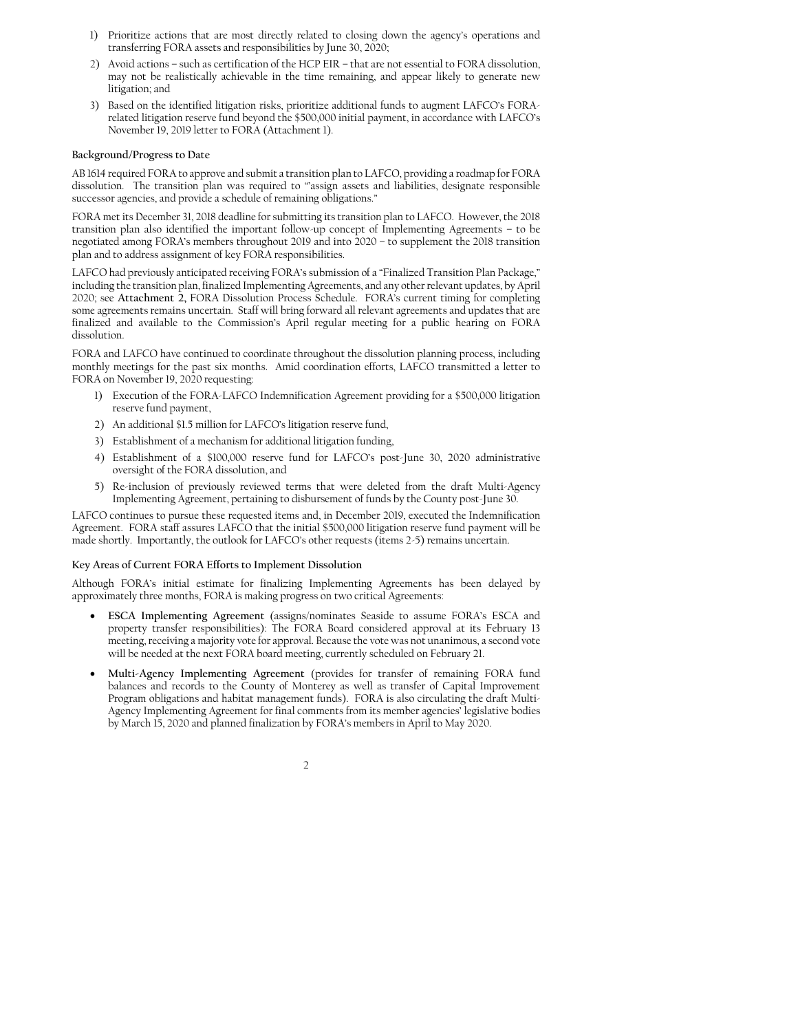1) Prioritize actions that are most directly related to closing down the agency's operations and transferring FORA assets and responsibilities by June 30, 2020;
2) Avoid actions – such as certification of the HCP EIR – that are not essential to FORA dissolution, may not be realistically achievable in the time remaining, and appear likely to generate new litigation; and
3) Based on the identified litigation risks, prioritize additional funds to augment LAFCO's FORA-related litigation reserve fund beyond the $500,000 initial payment, in accordance with LAFCO's November 19, 2019 letter to FORA (**Attachment 1**).

**Background/Progress to Date**

AB 1614 required FORA to approve and submit a transition plan to LAFCO, providing a roadmap for FORA dissolution. The transition plan was required to "'assign assets and liabilities, designate responsible successor agencies, and provide a schedule of remaining obligations."

FORA met its December 31, 2018 deadline for submitting its transition plan to LAFCO. However, the 2018 transition plan also identified the important follow-up concept of Implementing Agreements – to be negotiated among FORA's members throughout 2019 and into 2020 – to supplement the 2018 transition plan and to address assignment of key FORA responsibilities.

LAFCO had previously anticipated receiving FORA's submission of a "Finalized Transition Plan Package," including the transition plan, finalized Implementing Agreements, and any other relevant updates, by April 2020; see **Attachment 2,** FORA Dissolution Process Schedule. FORA's current timing for completing some agreements remains uncertain. Staff will bring forward all relevant agreements and updates that are finalized and available to the Commission's April regular meeting for a public hearing on FORA dissolution.

FORA and LAFCO have continued to coordinate throughout the dissolution planning process, including monthly meetings for the past six months. Amid coordination efforts, LAFCO transmitted a letter to FORA on November 19, 2020 requesting:

1) Execution of the FORA-LAFCO Indemnification Agreement providing for a $500,000 litigation reserve fund payment,
2) An additional $1.5 million for LAFCO's litigation reserve fund,
3) Establishment of a mechanism for additional litigation funding,
4) Establishment of a $100,000 reserve fund for LAFCO's post-June 30, 2020 administrative oversight of the FORA dissolution, and
5) Re-inclusion of previously reviewed terms that were deleted from the draft Multi-Agency Implementing Agreement, pertaining to disbursement of funds by the County post-June 30.

LAFCO continues to pursue these requested items and, in December 2019, executed the Indemnification Agreement. FORA staff assures LAFCO that the initial $500,000 litigation reserve fund payment will be made shortly. Importantly, the outlook for LAFCO's other requests (items 2-5) remains uncertain.

**Key Areas of Current FORA Efforts to Implement Dissolution**

Although FORA's initial estimate for finalizing Implementing Agreements has been delayed by approximately three months, FORA is making progress on two critical Agreements:

- **ESCA Implementing Agreement** (assigns/nominates Seaside to assume FORA's ESCA and property transfer responsibilities): The FORA Board considered approval at its February 13 meeting, receiving a majority vote for approval. Because the vote was not unanimous, a second vote will be needed at the next FORA board meeting, currently scheduled on February 21.
- **Multi-Agency Implementing Agreement** (provides for transfer of remaining FORA fund balances and records to the County of Monterey as well as transfer of Capital Improvement Program obligations and habitat management funds). FORA is also circulating the draft Multi-Agency Implementing Agreement for final comments from its member agencies' legislative bodies by March 15, 2020 and planned finalization by FORA's members in April to May 2020.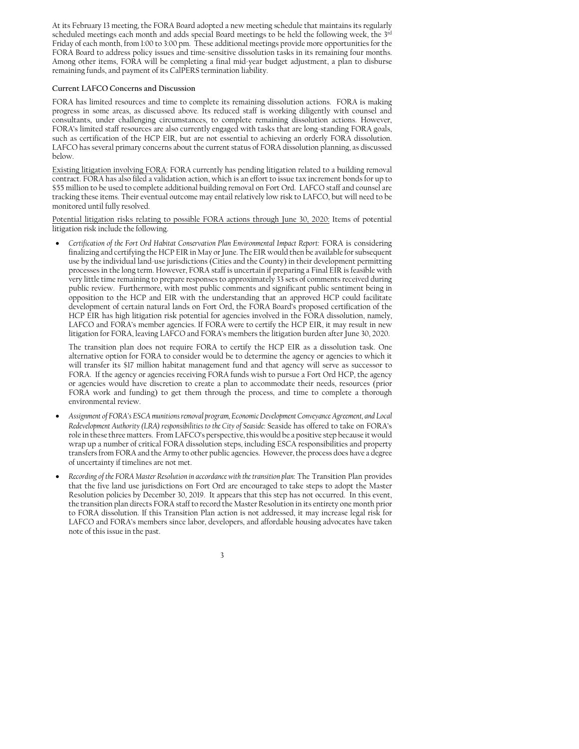At its February 13 meeting, the FORA Board adopted a new meeting schedule that maintains its regularly scheduled meetings each month and adds special Board meetings to be held the following week, the 3rd Friday of each month, from 1:00 to 3:00 pm. These additional meetings provide more opportunities for the FORA Board to address policy issues and time-sensitive dissolution tasks in its remaining four months. Among other items, FORA will be completing a final mid-year budget adjustment, a plan to disburse remaining funds, and payment of its CalPERS termination liability.

**Current LAFCO Concerns and Discussion**

FORA has limited resources and time to complete its remaining dissolution actions. FORA is making progress in some areas, as discussed above. Its reduced staff is working diligently with counsel and consultants, under challenging circumstances, to complete remaining dissolution actions. However, FORA's limited staff resources are also currently engaged with tasks that are long-standing FORA goals, such as certification of the HCP EIR, but are not essential to achieving an orderly FORA dissolution. LAFCO has several primary concerns about the current status of FORA dissolution planning, as discussed below.

Existing litigation involving FORA: FORA currently has pending litigation related to a building removal contract. FORA has also filed a validation action, which is an effort to issue tax increment bonds for up to $55 million to be used to complete additional building removal on Fort Ord. LAFCO staff and counsel are tracking these items. Their eventual outcome may entail relatively low risk to LAFCO, but will need to be monitored until fully resolved.

Potential litigation risks relating to possible FORA actions through June 30, 2020: Items of potential litigation risk include the following.

- *Certification of the Fort Ord Habitat Conservation Plan Environmental Impact Report:* FORA is considering finalizing and certifying the HCP EIR in May or June. The EIR would then be available for subsequent use by the individual land-use jurisdictions (Cities and the County) in their development permitting processes in the long term. However, FORA staff is uncertain if preparing a Final EIR is feasible with very little time remaining to prepare responses to approximately 33 sets of comments received during public review. Furthermore, with most public comments and significant public sentiment being in opposition to the HCP and EIR with the understanding that an approved HCP could facilitate development of certain natural lands on Fort Ord, the FORA Board's proposed certification of the HCP EIR has high litigation risk potential for agencies involved in the FORA dissolution, namely, LAFCO and FORA's member agencies. If FORA were to certify the HCP EIR, it may result in new litigation for FORA, leaving LAFCO and FORA's members the litigation burden after June 30, 2020.

  The transition plan does not require FORA to certify the HCP EIR as a dissolution task. One alternative option for FORA to consider would be to determine the agency or agencies to which it will transfer its $17 million habitat management fund and that agency will serve as successor to FORA. If the agency or agencies receiving FORA funds wish to pursue a Fort Ord HCP, the agency or agencies would have discretion to create a plan to accommodate their needs, resources (prior FORA work and funding) to get them through the process, and time to complete a thorough environmental review.

- *Assignment of FORA's ESCA munitions removal program, Economic Development Conveyance Agreement, and Local Redevelopment Authority (LRA) responsibilities to the City of Seaside:* Seaside has offered to take on FORA's role in these three matters. From LAFCO's perspective, this would be a positive step because it would wrap up a number of critical FORA dissolution steps, including ESCA responsibilities and property transfers from FORA and the Army to other public agencies. However, the process does have a degree of uncertainty if timelines are not met.

- *Recording of the FORA Master Resolution in accordance with the transition plan:* The Transition Plan provides that the five land use jurisdictions on Fort Ord are encouraged to take steps to adopt the Master Resolution policies by December 30, 2019. It appears that this step has not occurred. In this event, the transition plan directs FORA staff to record the Master Resolution in its entirety one month prior to FORA dissolution. If this Transition Plan action is not addressed, it may increase legal risk for LAFCO and FORA's members since labor, developers, and affordable housing advocates have taken note of this issue in the past.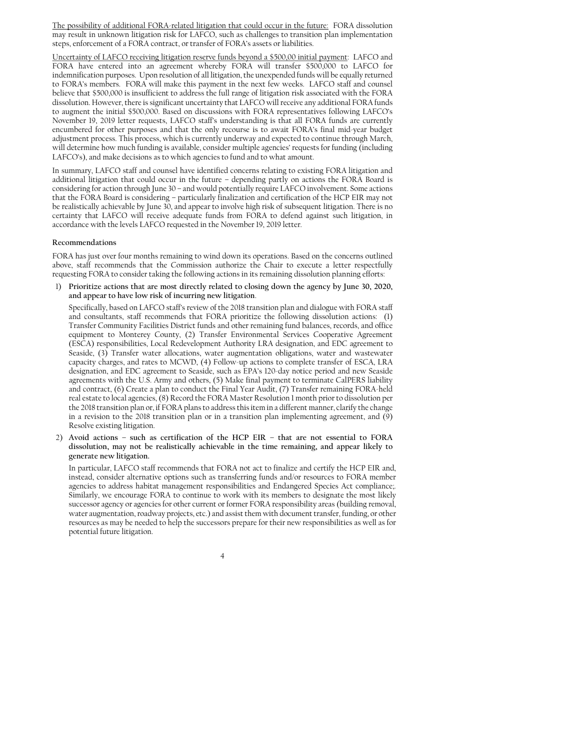The possibility of additional FORA-related litigation that could occur in the future: FORA dissolution may result in unknown litigation risk for LAFCO, such as challenges to transition plan implementation steps, enforcement of a FORA contract, or transfer of FORA's assets or liabilities.

Uncertainty of LAFCO receiving litigation reserve funds beyond a $500,00 initial payment: LAFCO and FORA have entered into an agreement whereby FORA will transfer $500,000 to LAFCO for indemnification purposes. Upon resolution of all litigation, the unexpended funds will be equally returned to FORA's members. FORA will make this payment in the next few weeks. LAFCO staff and counsel believe that $500,000 is insufficient to address the full range of litigation risk associated with the FORA dissolution. However, there is significant uncertainty that LAFCO will receive any additional FORA funds to augment the initial $500,000. Based on discussions with FORA representatives following LAFCO's November 19, 2019 letter requests, LAFCO staff's understanding is that all FORA funds are currently encumbered for other purposes and that the only recourse is to await FORA's final mid-year budget adjustment process. This process, which is currently underway and expected to continue through March, will determine how much funding is available, consider multiple agencies' requests for funding (including LAFCO's), and make decisions as to which agencies to fund and to what amount.

In summary, LAFCO staff and counsel have identified concerns relating to existing FORA litigation and additional litigation that could occur in the future – depending partly on actions the FORA Board is considering for action through June 30 – and would potentially require LAFCO involvement. Some actions that the FORA Board is considering – particularly finalization and certification of the HCP EIR may not be realistically achievable by June 30, and appear to involve high risk of subsequent litigation. There is no certainty that LAFCO will receive adequate funds from FORA to defend against such litigation, in accordance with the levels LAFCO requested in the November 19, 2019 letter.

**Recommendations**

FORA has just over four months remaining to wind down its operations. Based on the concerns outlined above, staff recommends that the Commission authorize the Chair to execute a letter respectfully requesting FORA to consider taking the following actions in its remaining dissolution planning efforts:

1) **Prioritize actions that are most directly related to closing down the agency by June 30, 2020, and appear to have low risk of incurring new litigation**.

   Specifically, based on LAFCO staff's review of the 2018 transition plan and dialogue with FORA staff and consultants, staff recommends that FORA prioritize the following dissolution actions: (1) Transfer Community Facilities District funds and other remaining fund balances, records, and office equipment to Monterey County, (2) Transfer Environmental Services Cooperative Agreement (ESCA) responsibilities, Local Redevelopment Authority LRA designation, and EDC agreement to Seaside, (3) Transfer water allocations, water augmentation obligations, water and wastewater capacity charges, and rates to MCWD, (4) Follow-up actions to complete transfer of ESCA, LRA designation, and EDC agreement to Seaside, such as EPA's 120-day notice period and new Seaside agreements with the U.S. Army and others, (5) Make final payment to terminate CalPERS liability and contract, (6) Create a plan to conduct the Final Year Audit, (7) Transfer remaining FORA-held real estate to local agencies, (8) Record the FORA Master Resolution 1 month prior to dissolution per the 2018 transition plan or, if FORA plans to address this item in a different manner, clarify the change in a revision to the 2018 transition plan or in a transition plan implementing agreement, and (9) Resolve existing litigation.

2) **Avoid actions – such as certification of the HCP EIR – that are not essential to FORA dissolution, may not be realistically achievable in the time remaining, and appear likely to generate new litigation.**

   In particular, LAFCO staff recommends that FORA not act to finalize and certify the HCP EIR and, instead, consider alternative options such as transferring funds and/or resources to FORA member agencies to address habitat management responsibilities and Endangered Species Act compliance;. Similarly, we encourage FORA to continue to work with its members to designate the most likely successor agency or agencies for other current or former FORA responsibility areas (building removal, water augmentation, roadway projects, etc.) and assist them with document transfer, funding, or other resources as may be needed to help the successors prepare for their new responsibilities as well as for potential future litigation.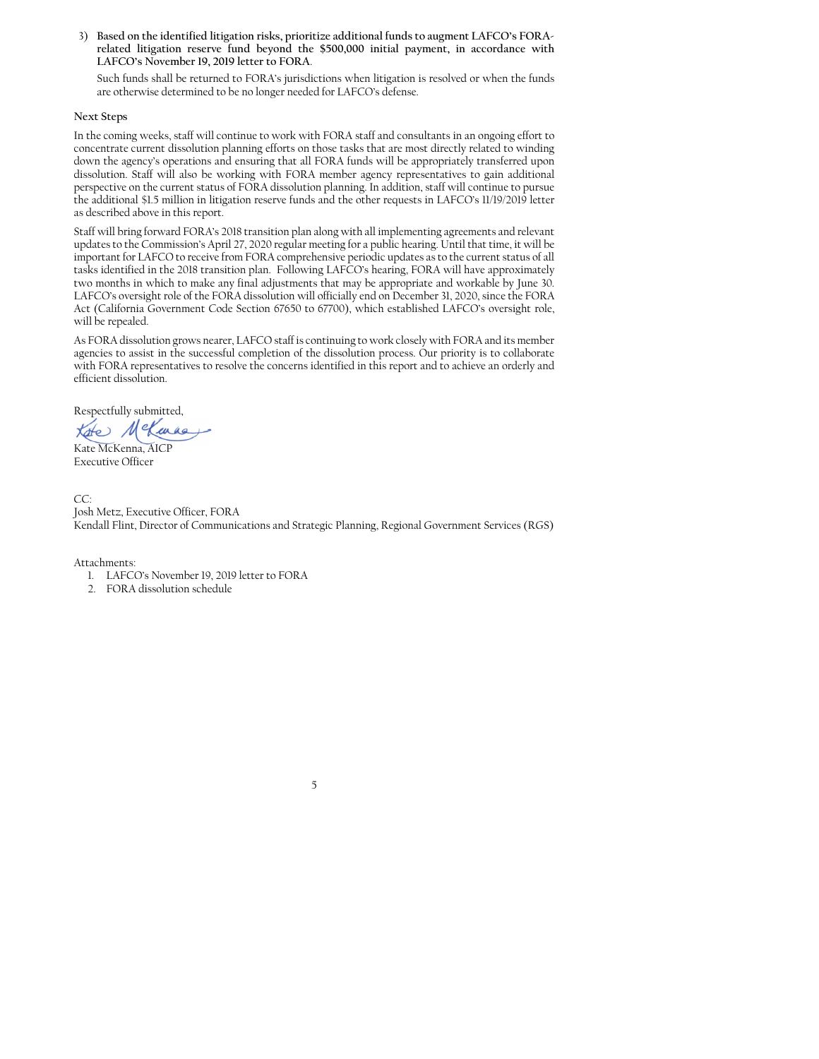3) **Based on the identified litigation risks, prioritize additional funds to augment LAFCO's FORA-related litigation reserve fund beyond the $500,000 initial payment, in accordance with LAFCO's November 19, 2019 letter to FORA.**

   Such funds shall be returned to FORA's jurisdictions when litigation is resolved or when the funds are otherwise determined to be no longer needed for LAFCO's defense.

### Next Steps

In the coming weeks, staff will continue to work with FORA staff and consultants in an ongoing effort to concentrate current dissolution planning efforts on those tasks that are most directly related to winding down the agency's operations and ensuring that all FORA funds will be appropriately transferred upon dissolution. Staff will also be working with FORA member agency representatives to gain additional perspective on the current status of FORA dissolution planning. In addition, staff will continue to pursue the additional $1.5 million in litigation reserve funds and the other requests in LAFCO's 11/19/2019 letter as described above in this report.

Staff will bring forward FORA's 2018 transition plan along with all implementing agreements and relevant updates to the Commission's April 27, 2020 regular meeting for a public hearing. Until that time, it will be important for LAFCO to receive from FORA comprehensive periodic updates as to the current status of all tasks identified in the 2018 transition plan. Following LAFCO's hearing, FORA will have approximately two months in which to make any final adjustments that may be appropriate and workable by June 30. LAFCO's oversight role of the FORA dissolution will officially end on December 31, 2020, since the FORA Act (California Government Code Section 67650 to 67700), which established LAFCO's oversight role, will be repealed.

As FORA dissolution grows nearer, LAFCO staff is continuing to work closely with FORA and its member agencies to assist in the successful completion of the dissolution process. Our priority is to collaborate with FORA representatives to resolve the concerns identified in this report and to achieve an orderly and efficient dissolution.

Respectfully submitted,

Kate McKenna

Kate McKenna, AICP
Executive Officer

CC:
Josh Metz, Executive Officer, FORA
Kendall Flint, Director of Communications and Strategic Planning, Regional Government Services (RGS)

Attachments:

1. LAFCO's November 19, 2019 letter to FORA
2. FORA dissolution schedule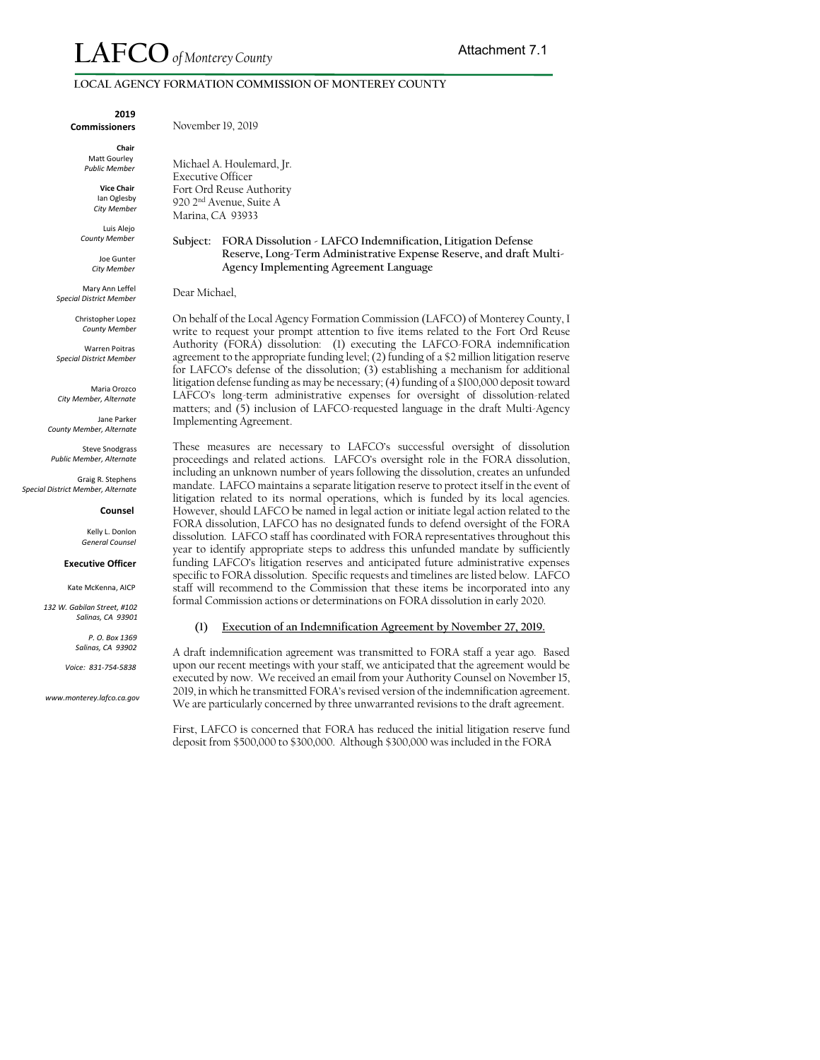# LAFCO *of Monterey County*

Attachment 7.1

**LOCAL AGENCY FORMATION COMMISSION OF MONTEREY COUNTY**

**2019 Commissioners**

**Chair**
Matt Gourley
*Public Member*

**Vice Chair**
Ian Oglesby
*City Member*

Luis Alejo
*County Member*

Joe Gunter
*City Member*

Mary Ann Leffel
*Special District Member*

Christopher Lopez
*County Member*

Warren Poitras
*Special District Member*

Maria Orozco
*City Member, Alternate*

Jane Parker
*County Member, Alternate*

Steve Snodgrass
*Public Member, Alternate*

Graig R. Stephens
*Special District Member, Alternate*

**Counsel**

Kelly L. Donlon
*General Counsel*

**Executive Officer**

Kate McKenna, AICP

*132 W. Gabilan Street, #102*
*Salinas, CA 93901*

*P. O. Box 1369*
*Salinas, CA 93902*

*Voice: 831-754-5838*

*www.monterey.lafco.ca.gov*

---

November 19, 2019

Michael A. Houlemard, Jr.
Executive Officer
Fort Ord Reuse Authority
920 2nd Avenue, Suite A
Marina, CA 93933

**Subject: FORA Dissolution - LAFCO Indemnification, Litigation Defense Reserve, Long-Term Administrative Expense Reserve, and draft Multi-Agency Implementing Agreement Language**

Dear Michael,

On behalf of the Local Agency Formation Commission (LAFCO) of Monterey County, I write to request your prompt attention to five items related to the Fort Ord Reuse Authority (FORA) dissolution: (1) executing the LAFCO-FORA indemnification agreement to the appropriate funding level; (2) funding of a $2 million litigation reserve for LAFCO's defense of the dissolution; (3) establishing a mechanism for additional litigation defense funding as may be necessary; (4) funding of a $100,000 deposit toward LAFCO's long-term administrative expenses for oversight of dissolution-related matters; and (5) inclusion of LAFCO-requested language in the draft Multi-Agency Implementing Agreement.

These measures are necessary to LAFCO's successful oversight of dissolution proceedings and related actions. LAFCO's oversight role in the FORA dissolution, including an unknown number of years following the dissolution, creates an unfunded mandate. LAFCO maintains a separate litigation reserve to protect itself in the event of litigation related to its normal operations, which is funded by its local agencies. However, should LAFCO be named in legal action or initiate legal action related to the FORA dissolution, LAFCO has no designated funds to defend oversight of the FORA dissolution. LAFCO staff has coordinated with FORA representatives throughout this year to identify appropriate steps to address this unfunded mandate by sufficiently funding LAFCO's litigation reserves and anticipated future administrative expenses specific to FORA dissolution. Specific requests and timelines are listed below. LAFCO staff will recommend to the Commission that these items be incorporated into any formal Commission actions or determinations on FORA dissolution in early 2020.

**(1) <u>Execution of an Indemnification Agreement by November 27, 2019.</u>**

A draft indemnification agreement was transmitted to FORA staff a year ago. Based upon our recent meetings with your staff, we anticipated that the agreement would be executed by now. We received an email from your Authority Counsel on November 15, 2019, in which he transmitted FORA's revised version of the indemnification agreement. We are particularly concerned by three unwarranted revisions to the draft agreement.

First, LAFCO is concerned that FORA has reduced the initial litigation reserve fund deposit from $500,000 to $300,000. Although $300,000 was included in the FORA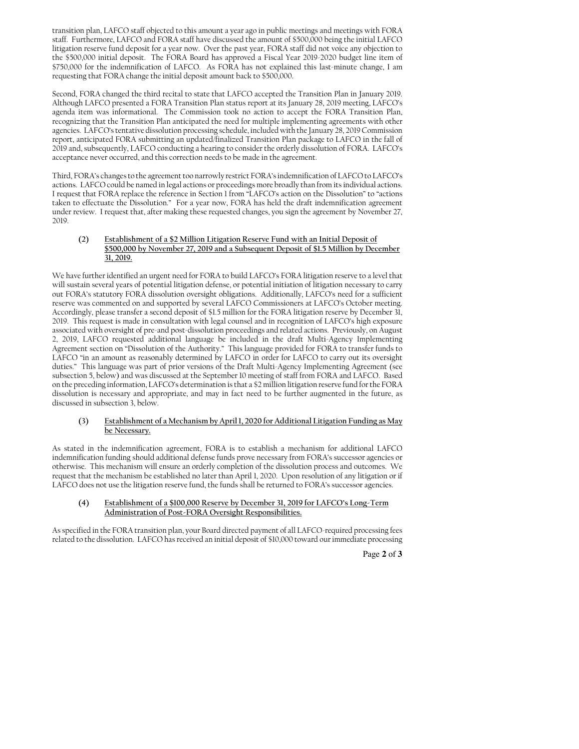transition plan, LAFCO staff objected to this amount a year ago in public meetings and meetings with FORA staff. Furthermore, LAFCO and FORA staff have discussed the amount of $500,000 being the initial LAFCO litigation reserve fund deposit for a year now. Over the past year, FORA staff did not voice any objection to the $500,000 initial deposit. The FORA Board has approved a Fiscal Year 2019-2020 budget line item of $750,000 for the indemnification of LAFCO. As FORA has not explained this last-minute change, I am requesting that FORA change the initial deposit amount back to $500,000.

Second, FORA changed the third recital to state that LAFCO accepted the Transition Plan in January 2019. Although LAFCO presented a FORA Transition Plan status report at its January 28, 2019 meeting, LAFCO's agenda item was informational. The Commission took no action to accept the FORA Transition Plan, recognizing that the Transition Plan anticipated the need for multiple implementing agreements with other agencies. LAFCO's tentative dissolution processing schedule, included with the January 28, 2019 Commission report, anticipated FORA submitting an updated/finalized Transition Plan package to LAFCO in the fall of 2019 and, subsequently, LAFCO conducting a hearing to consider the orderly dissolution of FORA. LAFCO's acceptance never occurred, and this correction needs to be made in the agreement.

Third, FORA's changes to the agreement too narrowly restrict FORA's indemnification of LAFCO to LAFCO's actions. LAFCO could be named in legal actions or proceedings more broadly than from its individual actions. I request that FORA replace the reference in Section 1 from "LAFCO's action on the Dissolution" to "actions taken to effectuate the Dissolution." For a year now, FORA has held the draft indemnification agreement under review. I request that, after making these requested changes, you sign the agreement by November 27, 2019.

**(2) <u>Establishment of a $2 Million Litigation Reserve Fund with an Initial Deposit of $500,000 by November 27, 2019 and a Subsequent Deposit of $1.5 Million by December 31, 2019.</u>**

We have further identified an urgent need for FORA to build LAFCO's FORA litigation reserve to a level that will sustain several years of potential litigation defense, or potential initiation of litigation necessary to carry out FORA's statutory FORA dissolution oversight obligations. Additionally, LAFCO's need for a sufficient reserve was commented on and supported by several LAFCO Commissioners at LAFCO's October meeting. Accordingly, please transfer a second deposit of $1.5 million for the FORA litigation reserve by December 31, 2019. This request is made in consultation with legal counsel and in recognition of LAFCO's high exposure associated with oversight of pre-and post-dissolution proceedings and related actions. Previously, on August 2, 2019, LAFCO requested additional language be included in the draft Multi-Agency Implementing Agreement section on "Dissolution of the Authority." This language provided for FORA to transfer funds to LAFCO "in an amount as reasonably determined by LAFCO in order for LAFCO to carry out its oversight duties." This language was part of prior versions of the Draft Multi-Agency Implementing Agreement (see subsection 5, below) and was discussed at the September 10 meeting of staff from FORA and LAFCO. Based on the preceding information, LAFCO's determination is that a $2 million litigation reserve fund for the FORA dissolution is necessary and appropriate, and may in fact need to be further augmented in the future, as discussed in subsection 3, below.

**(3) <u>Establishment of a Mechanism by April 1, 2020 for Additional Litigation Funding as May be Necessary.</u>**

As stated in the indemnification agreement, FORA is to establish a mechanism for additional LAFCO indemnification funding should additional defense funds prove necessary from FORA's successor agencies or otherwise. This mechanism will ensure an orderly completion of the dissolution process and outcomes. We request that the mechanism be established no later than April 1, 2020. Upon resolution of any litigation or if LAFCO does not use the litigation reserve fund, the funds shall be returned to FORA's successor agencies.

**(4) <u>Establishment of a $100,000 Reserve by December 31, 2019 for LAFCO's Long-Term Administration of Post-FORA Oversight Responsibilities.</u>**

As specified in the FORA transition plan, your Board directed payment of all LAFCO-required processing fees related to the dissolution. LAFCO has received an initial deposit of $10,000 toward our immediate processing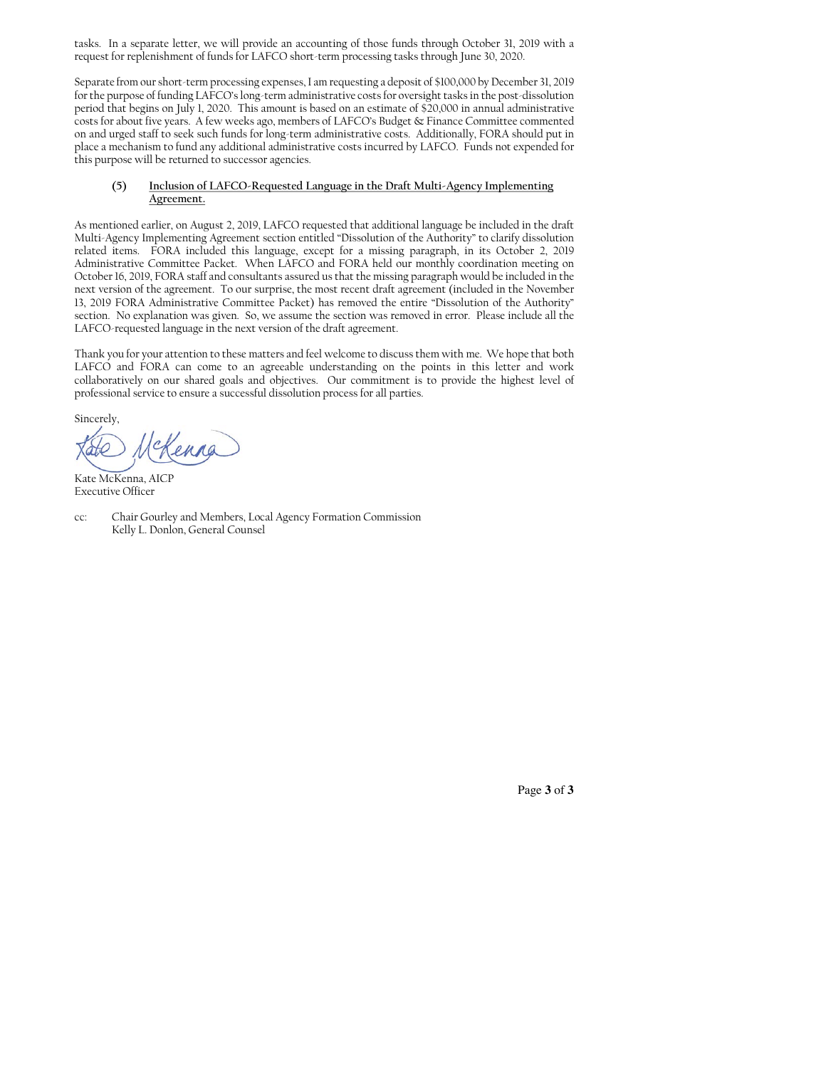tasks. In a separate letter, we will provide an accounting of those funds through October 31, 2019 with a request for replenishment of funds for LAFCO short-term processing tasks through June 30, 2020.

Separate from our short-term processing expenses, I am requesting a deposit of $100,000 by December 31, 2019 for the purpose of funding LAFCO's long-term administrative costs for oversight tasks in the post-dissolution period that begins on July 1, 2020. This amount is based on an estimate of $20,000 in annual administrative costs for about five years. A few weeks ago, members of LAFCO's Budget & Finance Committee commented on and urged staff to seek such funds for long-term administrative costs. Additionally, FORA should put in place a mechanism to fund any additional administrative costs incurred by LAFCO. Funds not expended for this purpose will be returned to successor agencies.

**(5) <u>Inclusion of LAFCO-Requested Language in the Draft Multi-Agency Implementing Agreement.</u>**

As mentioned earlier, on August 2, 2019, LAFCO requested that additional language be included in the draft Multi-Agency Implementing Agreement section entitled "Dissolution of the Authority" to clarify dissolution related items. FORA included this language, except for a missing paragraph, in its October 2, 2019 Administrative Committee Packet. When LAFCO and FORA held our monthly coordination meeting on October 16, 2019, FORA staff and consultants assured us that the missing paragraph would be included in the next version of the agreement. To our surprise, the most recent draft agreement (included in the November 13, 2019 FORA Administrative Committee Packet) has removed the entire "Dissolution of the Authority" section. No explanation was given. So, we assume the section was removed in error. Please include all the LAFCO-requested language in the next version of the draft agreement.

Thank you for your attention to these matters and feel welcome to discuss them with me. We hope that both LAFCO and FORA can come to an agreeable understanding on the points in this letter and work collaboratively on our shared goals and objectives. Our commitment is to provide the highest level of professional service to ensure a successful dissolution process for all parties.

Sincerely,

Kate McKenna, AICP
Executive Officer

cc: Chair Gourley and Members, Local Agency Formation Commission
Kelly L. Donlon, General Counsel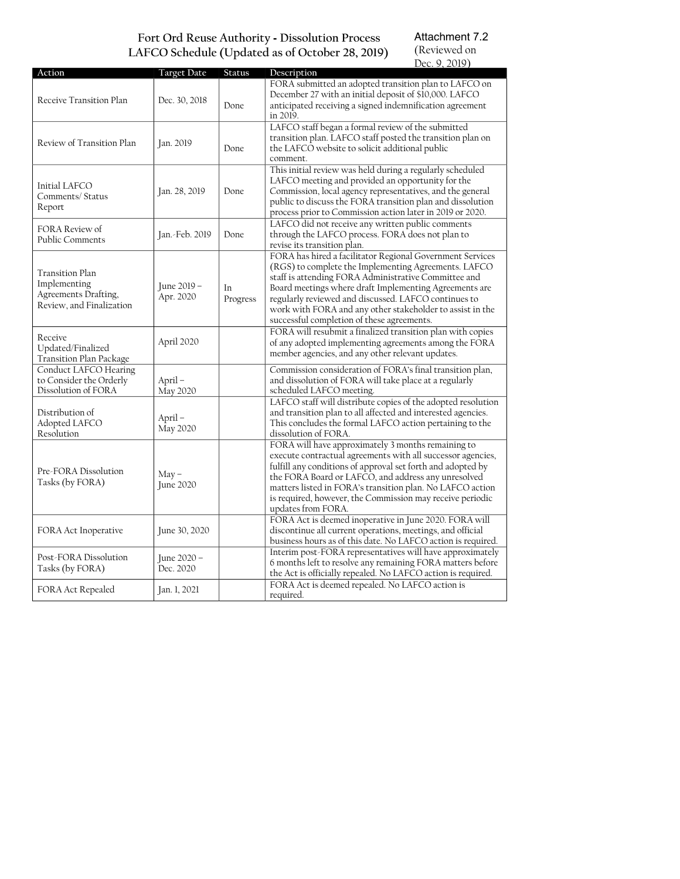# Fort Ord Reuse Authority - Dissolution Process
## LAFCO Schedule (Updated as of October 28, 2019)

Attachment 7.2
(Reviewed on Dec. 9, 2019)

| Action | Target Date | Status | Description |
|---|---|---|---|
| Receive Transition Plan | Dec. 30, 2018 | Done | FORA submitted an adopted transition plan to LAFCO on December 27 with an initial deposit of $10,000. LAFCO anticipated receiving a signed indemnification agreement in 2019. |
| Review of Transition Plan | Jan. 2019 | Done | LAFCO staff began a formal review of the submitted transition plan. LAFCO staff posted the transition plan on the LAFCO website to solicit additional public comment. |
| Initial LAFCO Comments/ Status Report | Jan. 28, 2019 | Done | This initial review was held during a regularly scheduled LAFCO meeting and provided an opportunity for the Commission, local agency representatives, and the general public to discuss the FORA transition plan and dissolution process prior to Commission action later in 2019 or 2020. |
| FORA Review of Public Comments | Jan.-Feb. 2019 | Done | LAFCO did not receive any written public comments through the LAFCO process. FORA does not plan to revise its transition plan. |
| Transition Plan Implementing Agreements Drafting, Review, and Finalization | June 2019 – Apr. 2020 | In Progress | FORA has hired a facilitator Regional Government Services (RGS) to complete the Implementing Agreements. LAFCO staff is attending FORA Administrative Committee and Board meetings where draft Implementing Agreements are regularly reviewed and discussed. LAFCO continues to work with FORA and any other stakeholder to assist in the successful completion of these agreements. |
| Receive Updated/Finalized Transition Plan Package | April 2020 | | FORA will resubmit a finalized transition plan with copies of any adopted implementing agreements among the FORA member agencies, and any other relevant updates. |
| Conduct LAFCO Hearing to Consider the Orderly Dissolution of FORA | April – May 2020 | | Commission consideration of FORA's final transition plan, and dissolution of FORA will take place at a regularly scheduled LAFCO meeting. |
| Distribution of Adopted LAFCO Resolution | April – May 2020 | | LAFCO staff will distribute copies of the adopted resolution and transition plan to all affected and interested agencies. This concludes the formal LAFCO action pertaining to the dissolution of FORA. |
| Pre-FORA Dissolution Tasks (by FORA) | May – June 2020 | | FORA will have approximately 3 months remaining to execute contractual agreements with all successor agencies, fulfill any conditions of approval set forth and adopted by the FORA Board or LAFCO, and address any unresolved matters listed in FORA's transition plan. No LAFCO action is required, however, the Commission may receive periodic updates from FORA. |
| FORA Act Inoperative | June 30, 2020 | | FORA Act is deemed inoperative in June 2020. FORA will discontinue all current operations, meetings, and official business hours as of this date. No LAFCO action is required. |
| Post-FORA Dissolution Tasks (by FORA) | June 2020 – Dec. 2020 | | Interim post-FORA representatives will have approximately 6 months left to resolve any remaining FORA matters before the Act is officially repealed. No LAFCO action is required. |
| FORA Act Repealed | Jan. 1, 2021 | | FORA Act is deemed repealed. No LAFCO action is required. |